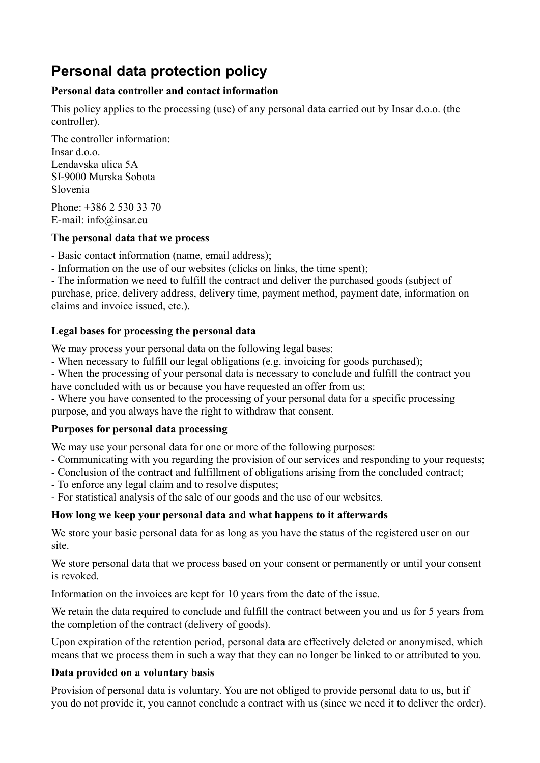# Personal data protection policy

**Personal data controller and contact information**

This policy applies to the processing (use) of any personal data carried out by Insar d.o.o. (the controller).

The controller information:
Insar d.o.o.
Lendavska ulica 5A
SI-9000 Murska Sobota
Slovenia

Phone: +386 2 530 33 70
E-mail: info@insar.eu

**The personal data that we process**

- Basic contact information (name, email address);
- Information on the use of our websites (clicks on links, the time spent);
- The information we need to fulfill the contract and deliver the purchased goods (subject of purchase, price, delivery address, delivery time, payment method, payment date, information on claims and invoice issued, etc.).

**Legal bases for processing the personal data**

We may process your personal data on the following legal bases:
- When necessary to fulfill our legal obligations (e.g. invoicing for goods purchased);
- When the processing of your personal data is necessary to conclude and fulfill the contract you have concluded with us or because you have requested an offer from us;
- Where you have consented to the processing of your personal data for a specific processing purpose, and you always have the right to withdraw that consent.

**Purposes for personal data processing**

We may use your personal data for one or more of the following purposes:
- Communicating with you regarding the provision of our services and responding to your requests;
- Conclusion of the contract and fulfillment of obligations arising from the concluded contract;
- To enforce any legal claim and to resolve disputes;
- For statistical analysis of the sale of our goods and the use of our websites.

**How long we keep your personal data and what happens to it afterwards**

We store your basic personal data for as long as you have the status of the registered user on our site.

We store personal data that we process based on your consent or permanently or until your consent is revoked.

Information on the invoices are kept for 10 years from the date of the issue.

We retain the data required to conclude and fulfill the contract between you and us for 5 years from the completion of the contract (delivery of goods).

Upon expiration of the retention period, personal data are effectively deleted or anonymised, which means that we process them in such a way that they can no longer be linked to or attributed to you.

**Data provided on a voluntary basis**

Provision of personal data is voluntary. You are not obliged to provide personal data to us, but if you do not provide it, you cannot conclude a contract with us (since we need it to deliver the order).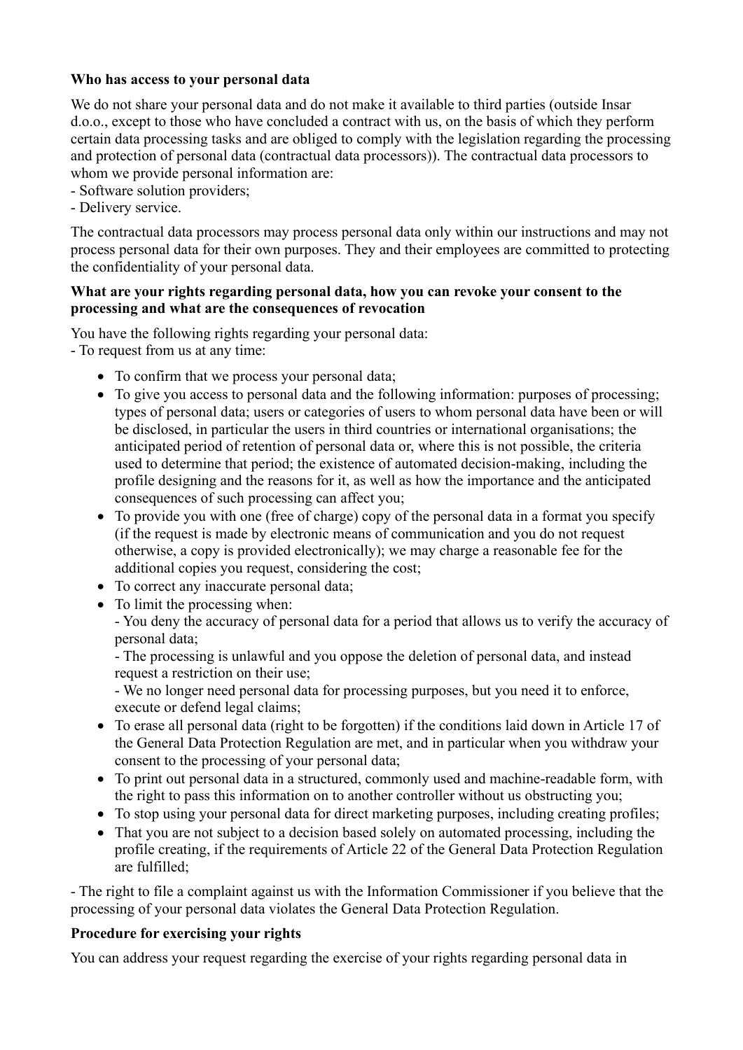**Who has access to your personal data**

We do not share your personal data and do not make it available to third parties (outside Insar d.o.o., except to those who have concluded a contract with us, on the basis of which they perform certain data processing tasks and are obliged to comply with the legislation regarding the processing and protection of personal data (contractual data processors)). The contractual data processors to whom we provide personal information are:
- Software solution providers;
- Delivery service.

The contractual data processors may process personal data only within our instructions and may not process personal data for their own purposes. They and their employees are committed to protecting the confidentiality of your personal data.

**What are your rights regarding personal data, how you can revoke your consent to the processing and what are the consequences of revocation**

You have the following rights regarding your personal data:
- To request from us at any time:

- To confirm that we process your personal data;
- To give you access to personal data and the following information: purposes of processing; types of personal data; users or categories of users to whom personal data have been or will be disclosed, in particular the users in third countries or international organisations; the anticipated period of retention of personal data or, where this is not possible, the criteria used to determine that period; the existence of automated decision-making, including the profile designing and the reasons for it, as well as how the importance and the anticipated consequences of such processing can affect you;
- To provide you with one (free of charge) copy of the personal data in a format you specify (if the request is made by electronic means of communication and you do not request otherwise, a copy is provided electronically); we may charge a reasonable fee for the additional copies you request, considering the cost;
- To correct any inaccurate personal data;
- To limit the processing when:
  - You deny the accuracy of personal data for a period that allows us to verify the accuracy of personal data;
  - The processing is unlawful and you oppose the deletion of personal data, and instead request a restriction on their use;
  - We no longer need personal data for processing purposes, but you need it to enforce, execute or defend legal claims;
- To erase all personal data (right to be forgotten) if the conditions laid down in Article 17 of the General Data Protection Regulation are met, and in particular when you withdraw your consent to the processing of your personal data;
- To print out personal data in a structured, commonly used and machine-readable form, with the right to pass this information on to another controller without us obstructing you;
- To stop using your personal data for direct marketing purposes, including creating profiles;
- That you are not subject to a decision based solely on automated processing, including the profile creating, if the requirements of Article 22 of the General Data Protection Regulation are fulfilled;

- The right to file a complaint against us with the Information Commissioner if you believe that the processing of your personal data violates the General Data Protection Regulation.

**Procedure for exercising your rights**

You can address your request regarding the exercise of your rights regarding personal data in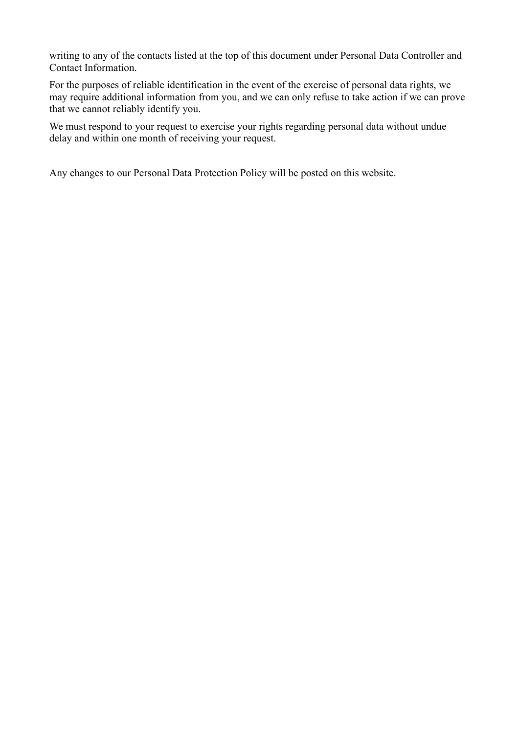writing to any of the contacts listed at the top of this document under Personal Data Controller and Contact Information.

For the purposes of reliable identification in the event of the exercise of personal data rights, we may require additional information from you, and we can only refuse to take action if we can prove that we cannot reliably identify you.

We must respond to your request to exercise your rights regarding personal data without undue delay and within one month of receiving your request.

Any changes to our Personal Data Protection Policy will be posted on this website.